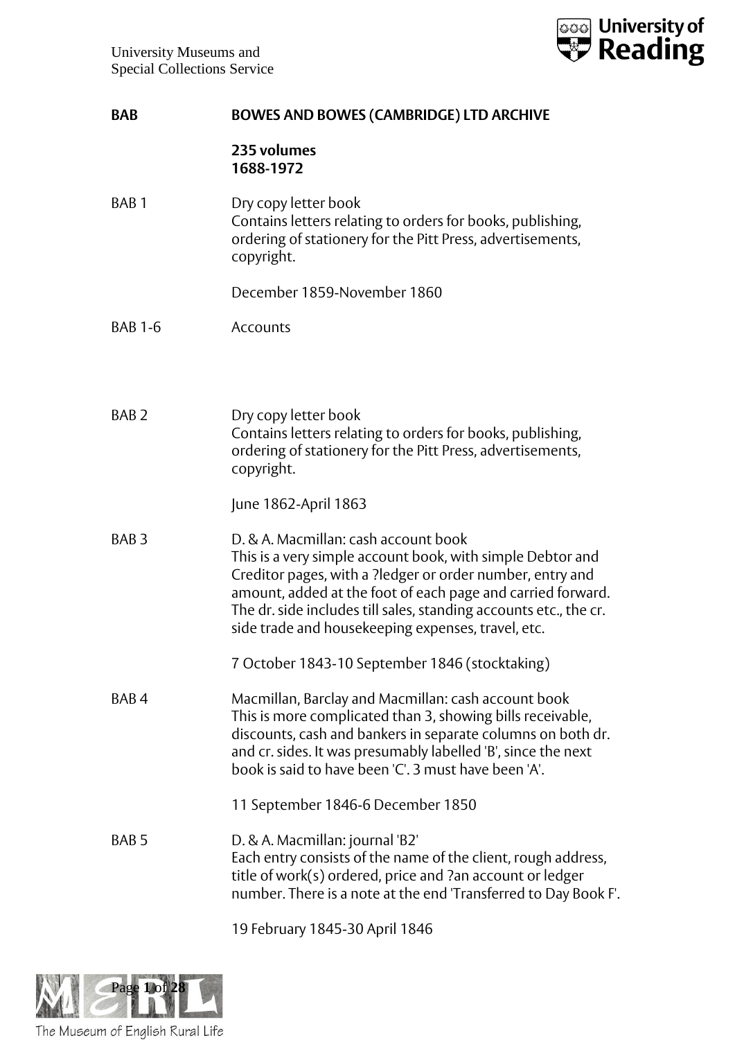University Museums and
Special Collections Service

| | |
|---|---|
| **BAB** | **BOWES AND BOWES (CAMBRIDGE) LTD ARCHIVE** |
| | **235 volumes**<br>**1688-1972** |
| BAB 1 | Dry copy letter book<br>Contains letters relating to orders for books, publishing, ordering of stationery for the Pitt Press, advertisements, copyright.<br><br>December 1859-November 1860 |
| BAB 1-6 | Accounts |
| BAB 2 | Dry copy letter book<br>Contains letters relating to orders for books, publishing, ordering of stationery for the Pitt Press, advertisements, copyright.<br><br>June 1862-April 1863 |
| BAB 3 | D. & A. Macmillan: cash account book<br>This is a very simple account book, with simple Debtor and Creditor pages, with a ?ledger or order number, entry and amount, added at the foot of each page and carried forward. The dr. side includes till sales, standing accounts etc., the cr. side trade and housekeeping expenses, travel, etc.<br><br>7 October 1843-10 September 1846 (stocktaking) |
| BAB 4 | Macmillan, Barclay and Macmillan: cash account book<br>This is more complicated than 3, showing bills receivable, discounts, cash and bankers in separate columns on both dr. and cr. sides. It was presumably labelled 'B', since the next book is said to have been 'C'. 3 must have been 'A'.<br><br>11 September 1846-6 December 1850 |
| BAB 5 | D. & A. Macmillan: journal 'B2'<br>Each entry consists of the name of the client, rough address, title of work(s) ordered, price and ?an account or ledger number. There is a note at the end 'Transferred to Day Book F'.<br><br>19 February 1845-30 April 1846 |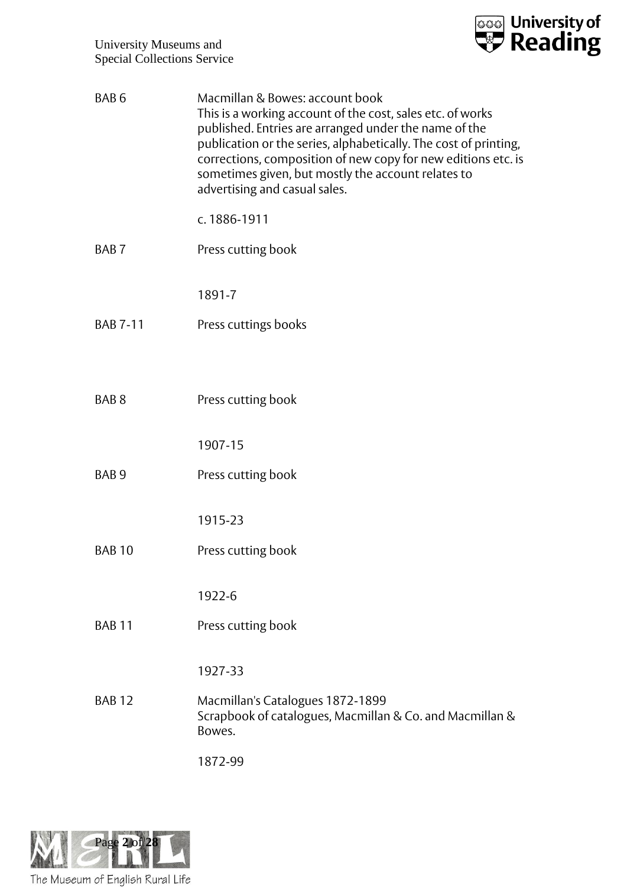| | |
|---|---|
| BAB 6 | Macmillan & Bowes: account book<br>This is a working account of the cost, sales etc. of works published. Entries are arranged under the name of the publication or the series, alphabetically. The cost of printing, corrections, composition of new copy for new editions etc. is sometimes given, but mostly the account relates to advertising and casual sales.<br><br>c. 1886-1911 |
| BAB 7 | Press cutting book<br><br>1891-7 |
| BAB 7-11 | Press cuttings books |
| BAB 8 | Press cutting book<br><br>1907-15 |
| BAB 9 | Press cutting book<br><br>1915-23 |
| BAB 10 | Press cutting book<br><br>1922-6 |
| BAB 11 | Press cutting book<br><br>1927-33 |
| BAB 12 | Macmillan's Catalogues 1872-1899<br>Scrapbook of catalogues, Macmillan & Co. and Macmillan & Bowes.<br><br>1872-99 |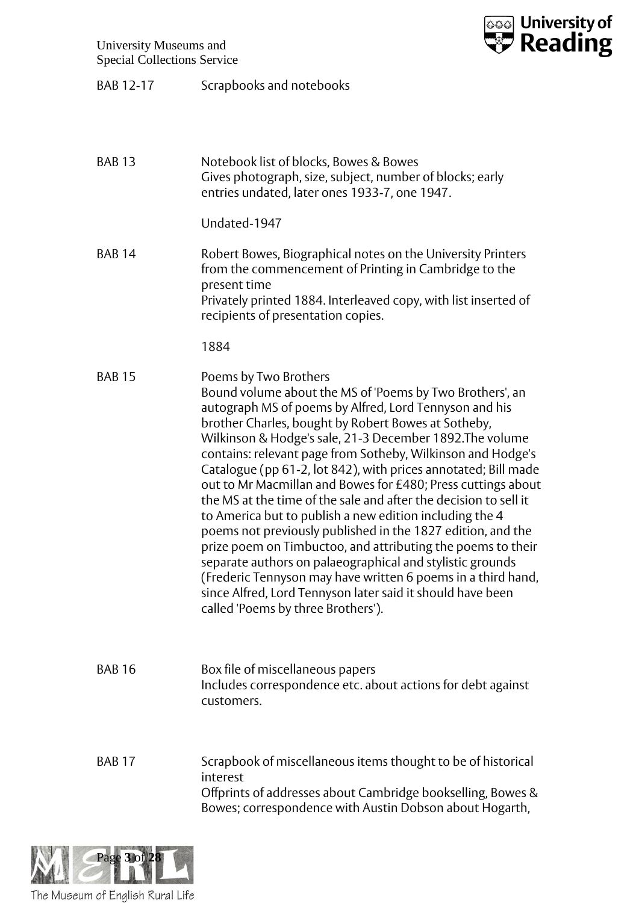BAB 12-17 Scrapbooks and notebooks

BAB 13 Notebook list of blocks, Bowes & Bowes
Gives photograph, size, subject, number of blocks; early entries undated, later ones 1933-7, one 1947.

Undated-1947

BAB 14 Robert Bowes, Biographical notes on the University Printers from the commencement of Printing in Cambridge to the present time
Privately printed 1884. Interleaved copy, with list inserted of recipients of presentation copies.

1884

BAB 15 Poems by Two Brothers
Bound volume about the MS of 'Poems by Two Brothers', an autograph MS of poems by Alfred, Lord Tennyson and his brother Charles, bought by Robert Bowes at Sotheby, Wilkinson & Hodge's sale, 21-3 December 1892.The volume contains: relevant page from Sotheby, Wilkinson and Hodge's Catalogue (pp 61-2, lot 842), with prices annotated; Bill made out to Mr Macmillan and Bowes for £480; Press cuttings about the MS at the time of the sale and after the decision to sell it to America but to publish a new edition including the 4 poems not previously published in the 1827 edition, and the prize poem on Timbuctoo, and attributing the poems to their separate authors on palaeographical and stylistic grounds (Frederic Tennyson may have written 6 poems in a third hand, since Alfred, Lord Tennyson later said it should have been called 'Poems by three Brothers').

BAB 16 Box file of miscellaneous papers
Includes correspondence etc. about actions for debt against customers.

BAB 17 Scrapbook of miscellaneous items thought to be of historical interest
Offprints of addresses about Cambridge bookselling, Bowes & Bowes; correspondence with Austin Dobson about Hogarth,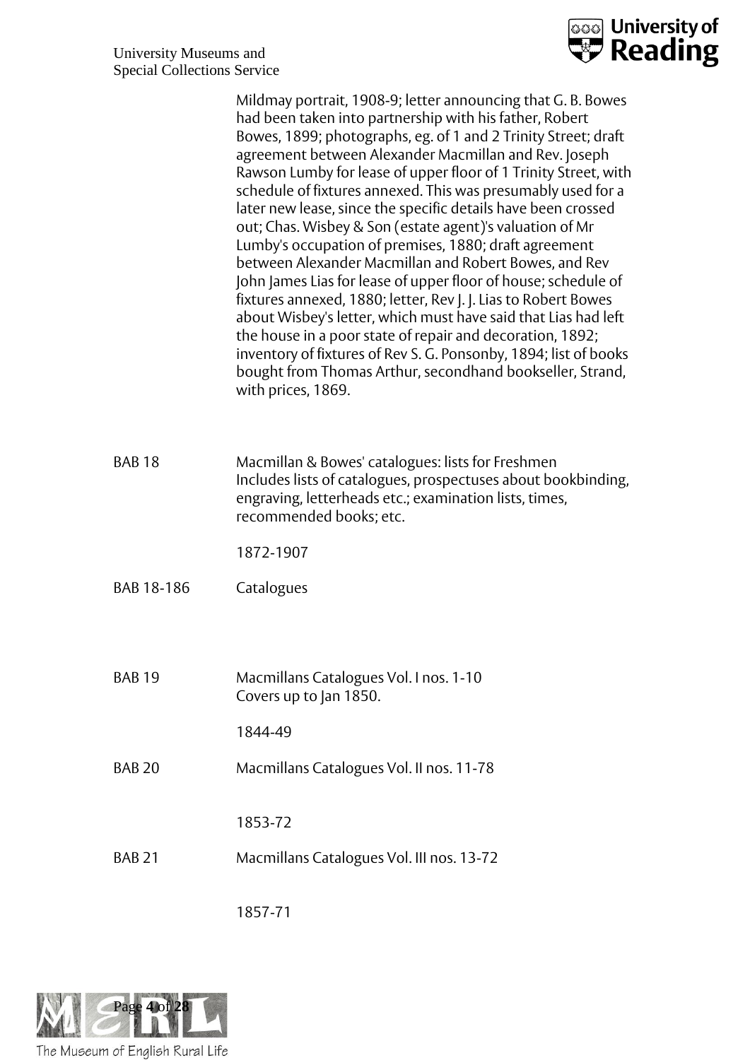Mildmay portrait, 1908-9; letter announcing that G. B. Bowes had been taken into partnership with his father, Robert Bowes, 1899; photographs, eg. of 1 and 2 Trinity Street; draft agreement between Alexander Macmillan and Rev. Joseph Rawson Lumby for lease of upper floor of 1 Trinity Street, with schedule of fixtures annexed. This was presumably used for a later new lease, since the specific details have been crossed out; Chas. Wisbey & Son (estate agent)'s valuation of Mr Lumby's occupation of premises, 1880; draft agreement between Alexander Macmillan and Robert Bowes, and Rev John James Lias for lease of upper floor of house; schedule of fixtures annexed, 1880; letter, Rev J. J. Lias to Robert Bowes about Wisbey's letter, which must have said that Lias had left the house in a poor state of repair and decoration, 1892; inventory of fixtures of Rev S. G. Ponsonby, 1894; list of books bought from Thomas Arthur, secondhand bookseller, Strand, with prices, 1869.

| | |
|---|---|
| BAB 18 | Macmillan & Bowes' catalogues: lists for Freshmen<br>Includes lists of catalogues, prospectuses about bookbinding, engraving, letterheads etc.; examination lists, times, recommended books; etc.<br><br>1872-1907 |
| BAB 18-186 | Catalogues |
| BAB 19 | Macmillans Catalogues Vol. I nos. 1-10<br>Covers up to Jan 1850.<br><br>1844-49 |
| BAB 20 | Macmillans Catalogues Vol. II nos. 11-78<br><br>1853-72 |
| BAB 21 | Macmillans Catalogues Vol. III nos. 13-72<br><br>1857-71 |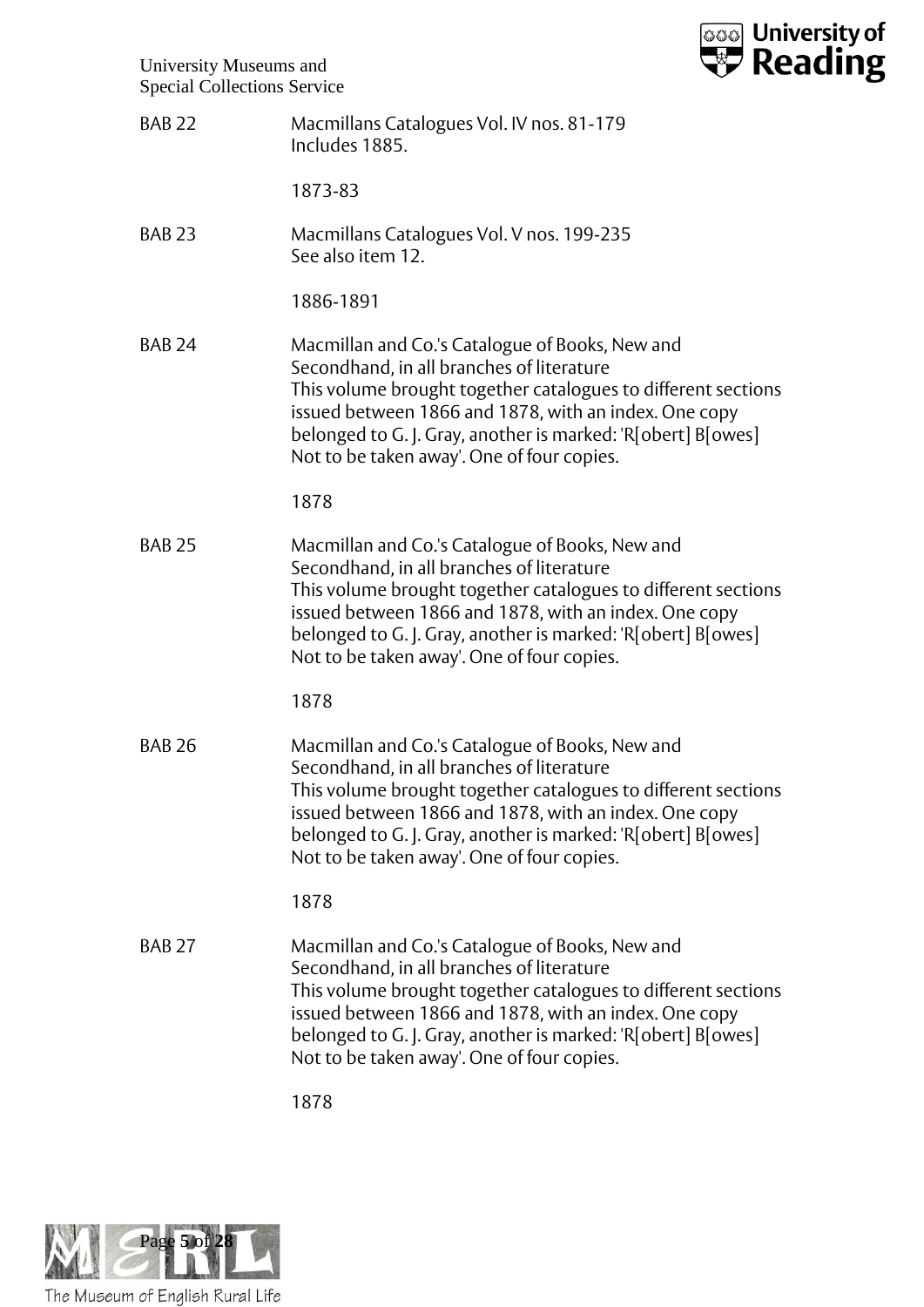BAB 22

Macmillans Catalogues Vol. IV nos. 81-179
Includes 1885.

1873-83

BAB 23

Macmillans Catalogues Vol. V nos. 199-235
See also item 12.

1886-1891

BAB 24

Macmillan and Co.'s Catalogue of Books, New and Secondhand, in all branches of literature
This volume brought together catalogues to different sections issued between 1866 and 1878, with an index. One copy belonged to G. J. Gray, another is marked: 'R[obert] B[owes] Not to be taken away'. One of four copies.

1878

BAB 25

Macmillan and Co.'s Catalogue of Books, New and Secondhand, in all branches of literature
This volume brought together catalogues to different sections issued between 1866 and 1878, with an index. One copy belonged to G. J. Gray, another is marked: 'R[obert] B[owes] Not to be taken away'. One of four copies.

1878

BAB 26

Macmillan and Co.'s Catalogue of Books, New and Secondhand, in all branches of literature
This volume brought together catalogues to different sections issued between 1866 and 1878, with an index. One copy belonged to G. J. Gray, another is marked: 'R[obert] B[owes] Not to be taken away'. One of four copies.

1878

BAB 27

Macmillan and Co.'s Catalogue of Books, New and Secondhand, in all branches of literature
This volume brought together catalogues to different sections issued between 1866 and 1878, with an index. One copy belonged to G. J. Gray, another is marked: 'R[obert] B[owes] Not to be taken away'. One of four copies.

1878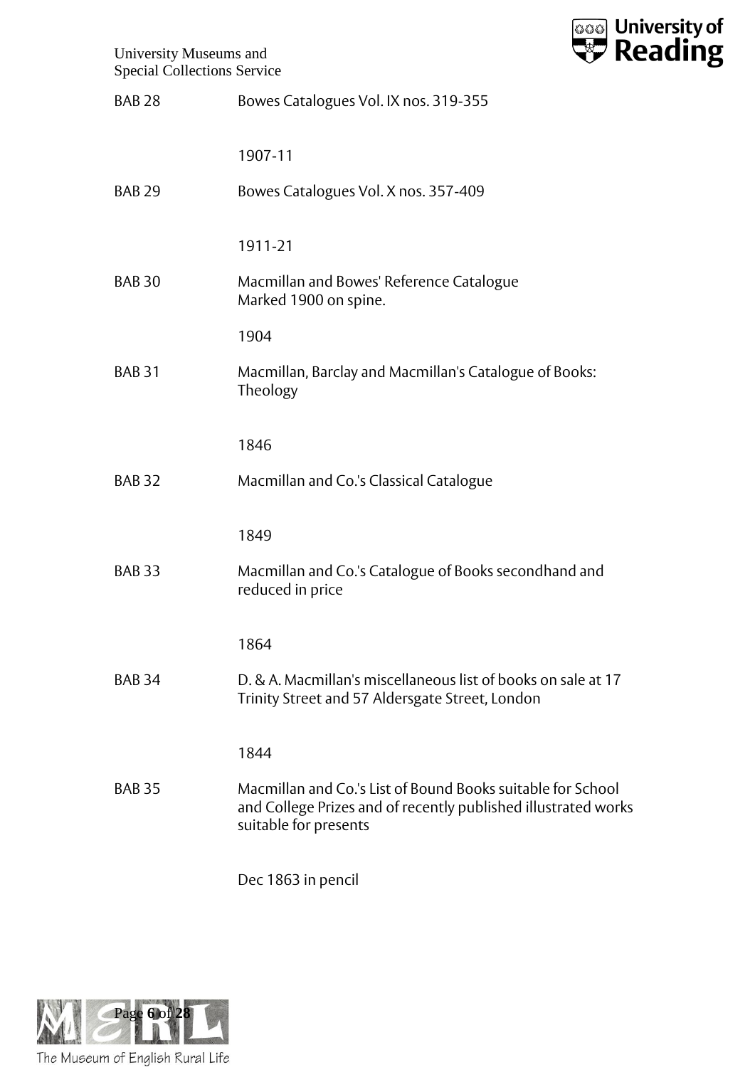| | |
|---|---|
| BAB 28 | Bowes Catalogues Vol. IX nos. 319-355<br><br>1907-11 |
| BAB 29 | Bowes Catalogues Vol. X nos. 357-409<br><br>1911-21 |
| BAB 30 | Macmillan and Bowes' Reference Catalogue<br>Marked 1900 on spine.<br><br>1904 |
| BAB 31 | Macmillan, Barclay and Macmillan's Catalogue of Books: Theology<br><br>1846 |
| BAB 32 | Macmillan and Co.'s Classical Catalogue<br><br>1849 |
| BAB 33 | Macmillan and Co.'s Catalogue of Books secondhand and reduced in price<br><br>1864 |
| BAB 34 | D. & A. Macmillan's miscellaneous list of books on sale at 17 Trinity Street and 57 Aldersgate Street, London<br><br>1844 |
| BAB 35 | Macmillan and Co.'s List of Bound Books suitable for School and College Prizes and of recently published illustrated works suitable for presents<br><br>Dec 1863 in pencil |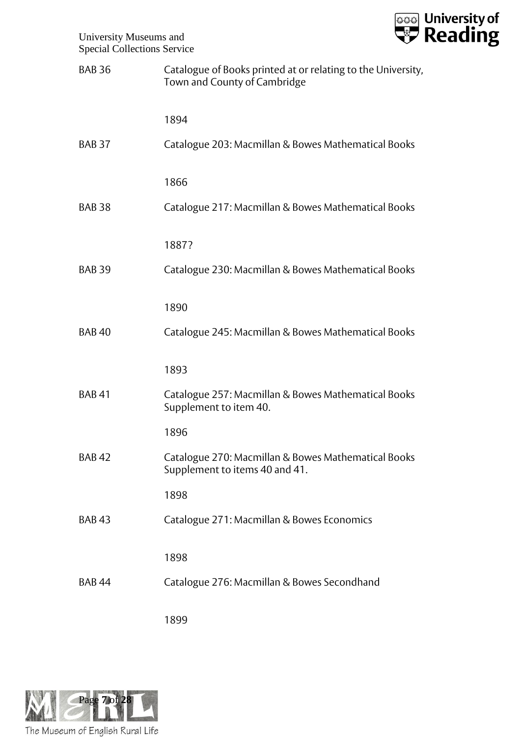| | |
|---|---|
| BAB 36 | Catalogue of Books printed at or relating to the University, Town and County of Cambridge |
| | 1894 |
| BAB 37 | Catalogue 203: Macmillan & Bowes Mathematical Books |
| | 1866 |
| BAB 38 | Catalogue 217: Macmillan & Bowes Mathematical Books |
| | 1887? |
| BAB 39 | Catalogue 230: Macmillan & Bowes Mathematical Books |
| | 1890 |
| BAB 40 | Catalogue 245: Macmillan & Bowes Mathematical Books |
| | 1893 |
| BAB 41 | Catalogue 257: Macmillan & Bowes Mathematical Books Supplement to item 40. |
| | 1896 |
| BAB 42 | Catalogue 270: Macmillan & Bowes Mathematical Books Supplement to items 40 and 41. |
| | 1898 |
| BAB 43 | Catalogue 271: Macmillan & Bowes Economics |
| | 1898 |
| BAB 44 | Catalogue 276: Macmillan & Bowes Secondhand |
| | 1899 |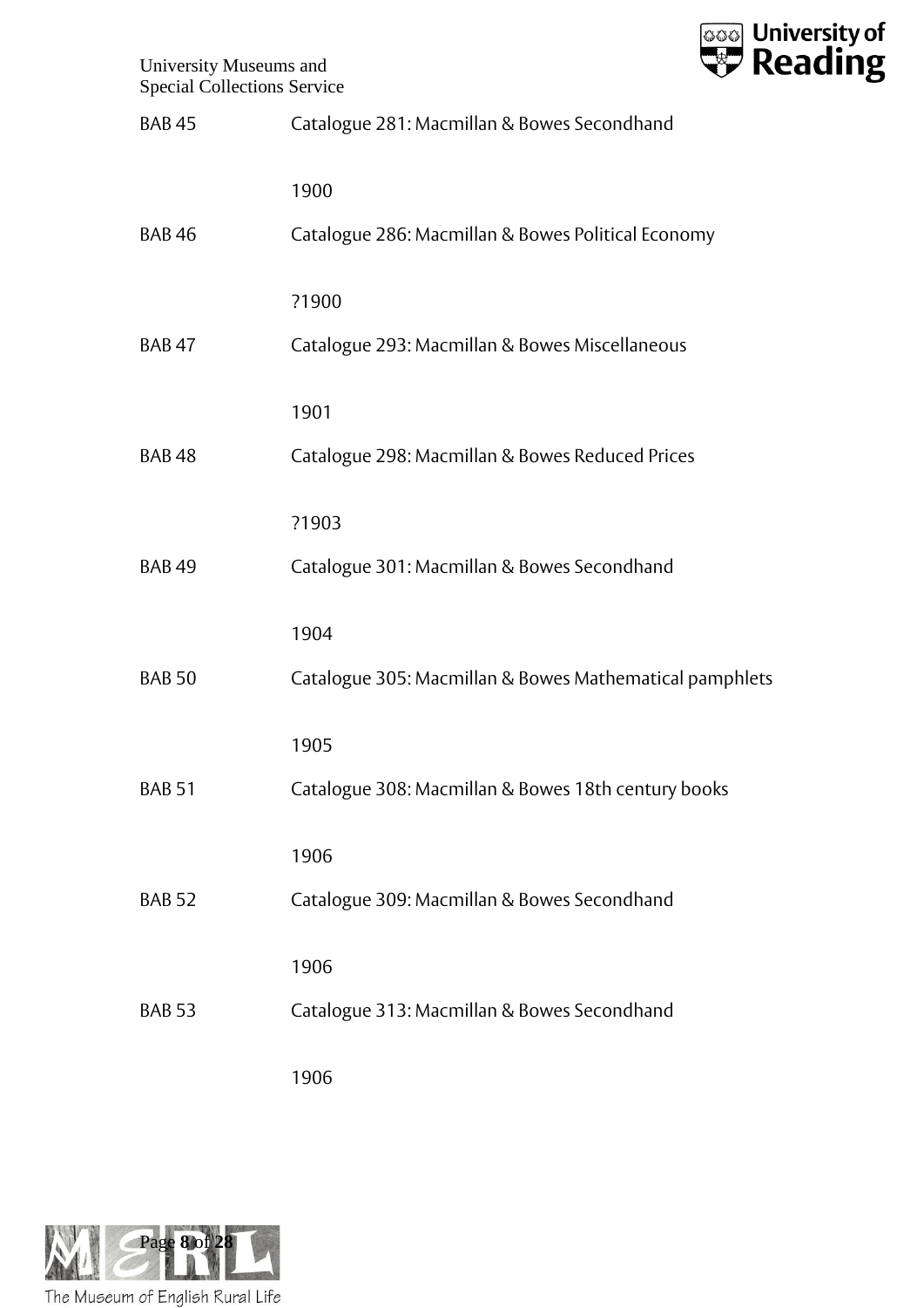| | |
|---|---|
| BAB 45 | Catalogue 281: Macmillan & Bowes Secondhand |
| | 1900 |
| BAB 46 | Catalogue 286: Macmillan & Bowes Political Economy |
| | ?1900 |
| BAB 47 | Catalogue 293: Macmillan & Bowes Miscellaneous |
| | 1901 |
| BAB 48 | Catalogue 298: Macmillan & Bowes Reduced Prices |
| | ?1903 |
| BAB 49 | Catalogue 301: Macmillan & Bowes Secondhand |
| | 1904 |
| BAB 50 | Catalogue 305: Macmillan & Bowes Mathematical pamphlets |
| | 1905 |
| BAB 51 | Catalogue 308: Macmillan & Bowes 18th century books |
| | 1906 |
| BAB 52 | Catalogue 309: Macmillan & Bowes Secondhand |
| | 1906 |
| BAB 53 | Catalogue 313: Macmillan & Bowes Secondhand |
| | 1906 |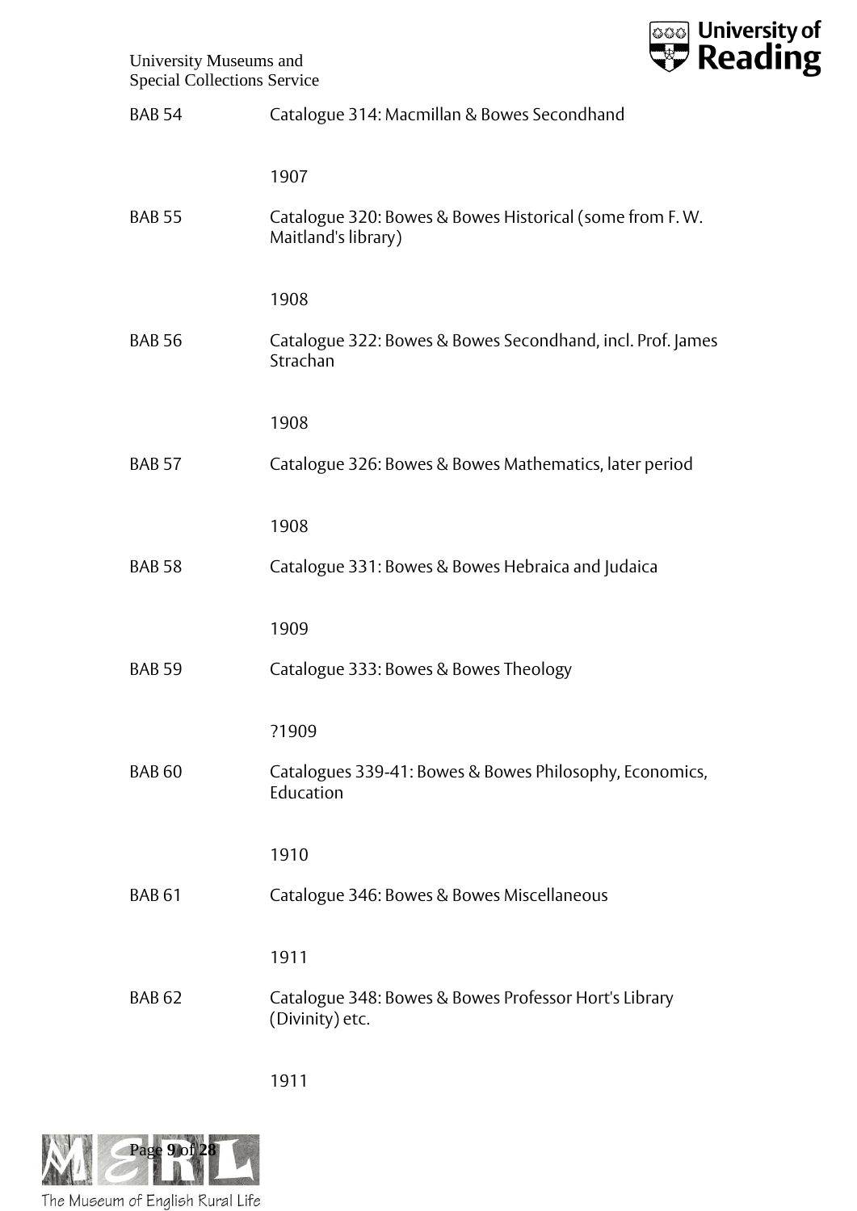| | |
|---|---|
| BAB 54 | Catalogue 314: Macmillan & Bowes Secondhand |
| | 1907 |
| BAB 55 | Catalogue 320: Bowes & Bowes Historical (some from F. W. Maitland's library) |
| | 1908 |
| BAB 56 | Catalogue 322: Bowes & Bowes Secondhand, incl. Prof. James Strachan |
| | 1908 |
| BAB 57 | Catalogue 326: Bowes & Bowes Mathematics, later period |
| | 1908 |
| BAB 58 | Catalogue 331: Bowes & Bowes Hebraica and Judaica |
| | 1909 |
| BAB 59 | Catalogue 333: Bowes & Bowes Theology |
| | ?1909 |
| BAB 60 | Catalogues 339-41: Bowes & Bowes Philosophy, Economics, Education |
| | 1910 |
| BAB 61 | Catalogue 346: Bowes & Bowes Miscellaneous |
| | 1911 |
| BAB 62 | Catalogue 348: Bowes & Bowes Professor Hort's Library (Divinity) etc. |
| | 1911 |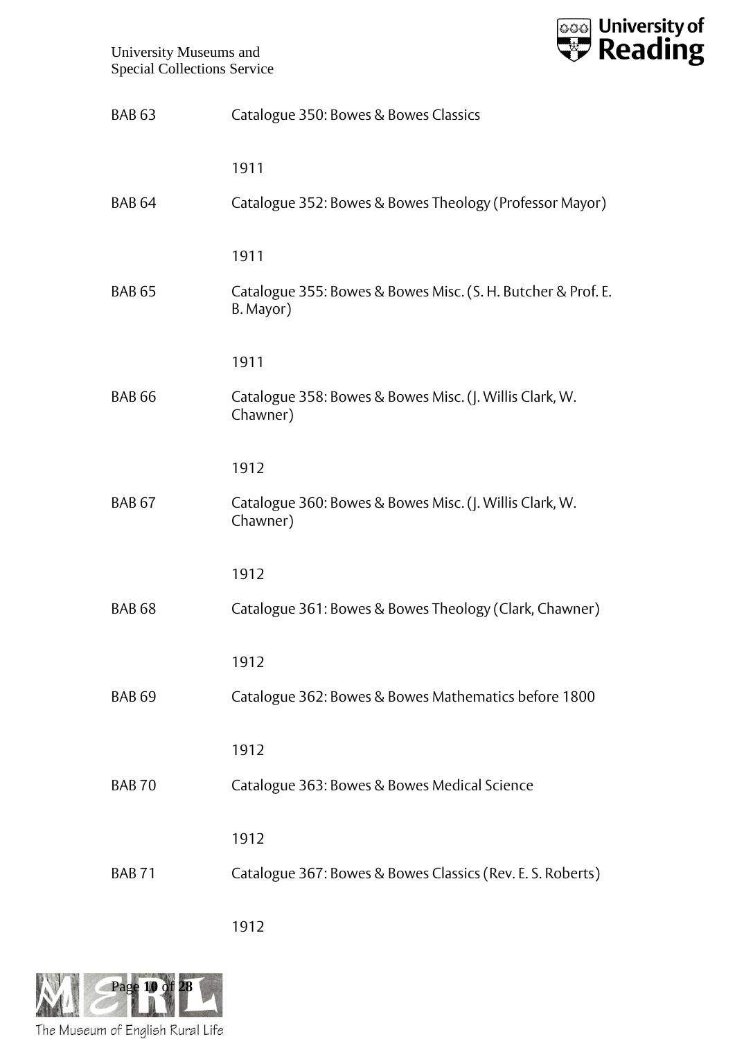BAB 63 Catalogue 350: Bowes & Bowes Classics

1911

BAB 64 Catalogue 352: Bowes & Bowes Theology (Professor Mayor)

1911

BAB 65 Catalogue 355: Bowes & Bowes Misc. (S. H. Butcher & Prof. E. B. Mayor)

1911

BAB 66 Catalogue 358: Bowes & Bowes Misc. (J. Willis Clark, W. Chawner)

1912

BAB 67 Catalogue 360: Bowes & Bowes Misc. (J. Willis Clark, W. Chawner)

1912

BAB 68 Catalogue 361: Bowes & Bowes Theology (Clark, Chawner)

1912

BAB 69 Catalogue 362: Bowes & Bowes Mathematics before 1800

1912

BAB 70 Catalogue 363: Bowes & Bowes Medical Science

1912

BAB 71 Catalogue 367: Bowes & Bowes Classics (Rev. E. S. Roberts)

1912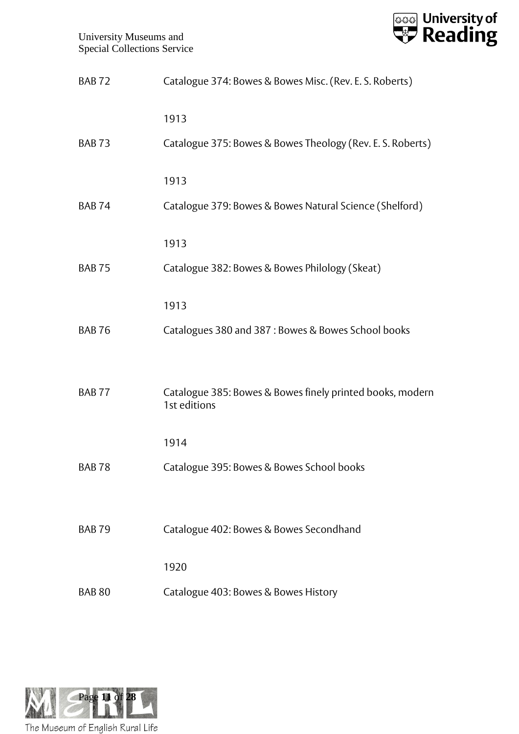| | |
|---|---|
| BAB 72 | Catalogue 374: Bowes & Bowes Misc. (Rev. E. S. Roberts) |
| | 1913 |
| BAB 73 | Catalogue 375: Bowes & Bowes Theology (Rev. E. S. Roberts) |
| | 1913 |
| BAB 74 | Catalogue 379: Bowes & Bowes Natural Science (Shelford) |
| | 1913 |
| BAB 75 | Catalogue 382: Bowes & Bowes Philology (Skeat) |
| | 1913 |
| BAB 76 | Catalogues 380 and 387 : Bowes & Bowes School books |
| BAB 77 | Catalogue 385: Bowes & Bowes finely printed books, modern 1st editions |
| | 1914 |
| BAB 78 | Catalogue 395: Bowes & Bowes School books |
| BAB 79 | Catalogue 402: Bowes & Bowes Secondhand |
| | 1920 |
| BAB 80 | Catalogue 403: Bowes & Bowes History |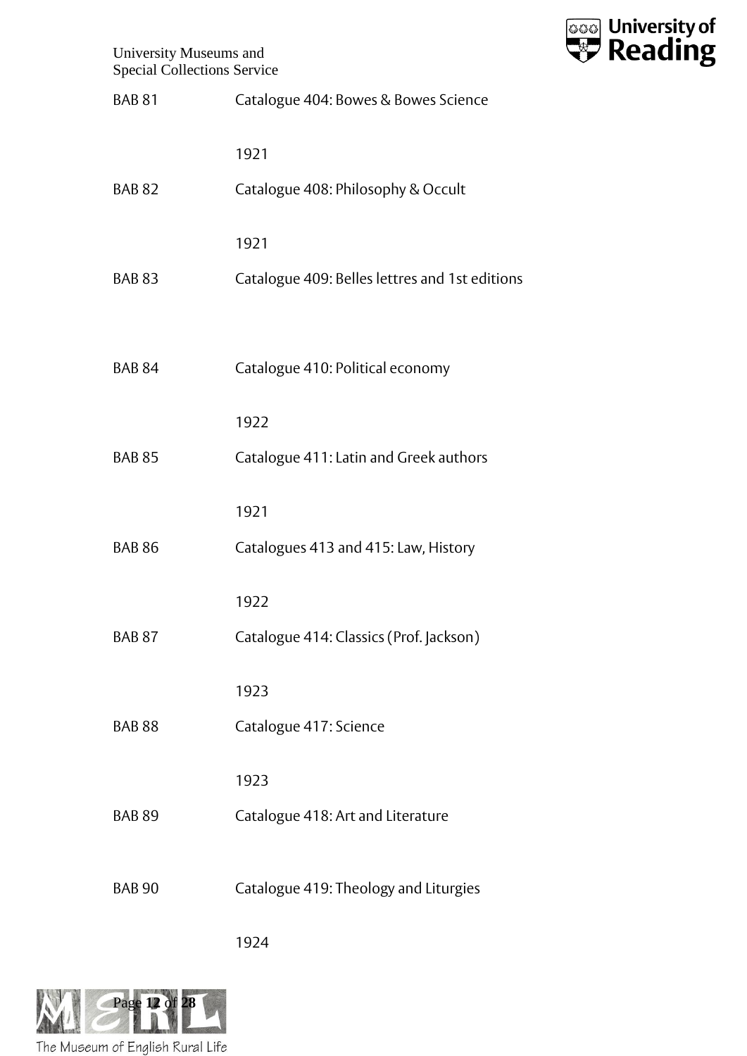| | |
|---|---|
| BAB 81 | Catalogue 404: Bowes & Bowes Science |
| | 1921 |
| BAB 82 | Catalogue 408: Philosophy & Occult |
| | 1921 |
| BAB 83 | Catalogue 409: Belles lettres and 1st editions |
| | |
| BAB 84 | Catalogue 410: Political economy |
| | 1922 |
| BAB 85 | Catalogue 411: Latin and Greek authors |
| | 1921 |
| BAB 86 | Catalogues 413 and 415: Law, History |
| | 1922 |
| BAB 87 | Catalogue 414: Classics (Prof. Jackson) |
| | 1923 |
| BAB 88 | Catalogue 417: Science |
| | 1923 |
| BAB 89 | Catalogue 418: Art and Literature |
| | |
| BAB 90 | Catalogue 419: Theology and Liturgies |
| | 1924 |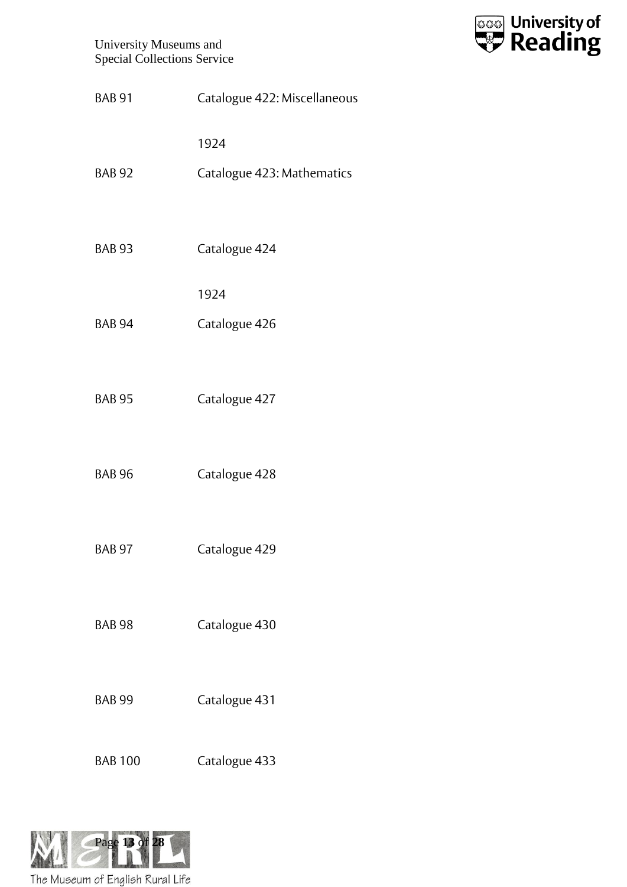| | |
|---|---|
| BAB 91 | Catalogue 422: Miscellaneous |
| | 1924 |
| BAB 92 | Catalogue 423: Mathematics |
| BAB 93 | Catalogue 424 |
| | 1924 |
| BAB 94 | Catalogue 426 |
| BAB 95 | Catalogue 427 |
| BAB 96 | Catalogue 428 |
| BAB 97 | Catalogue 429 |
| BAB 98 | Catalogue 430 |
| BAB 99 | Catalogue 431 |
| BAB 100 | Catalogue 433 |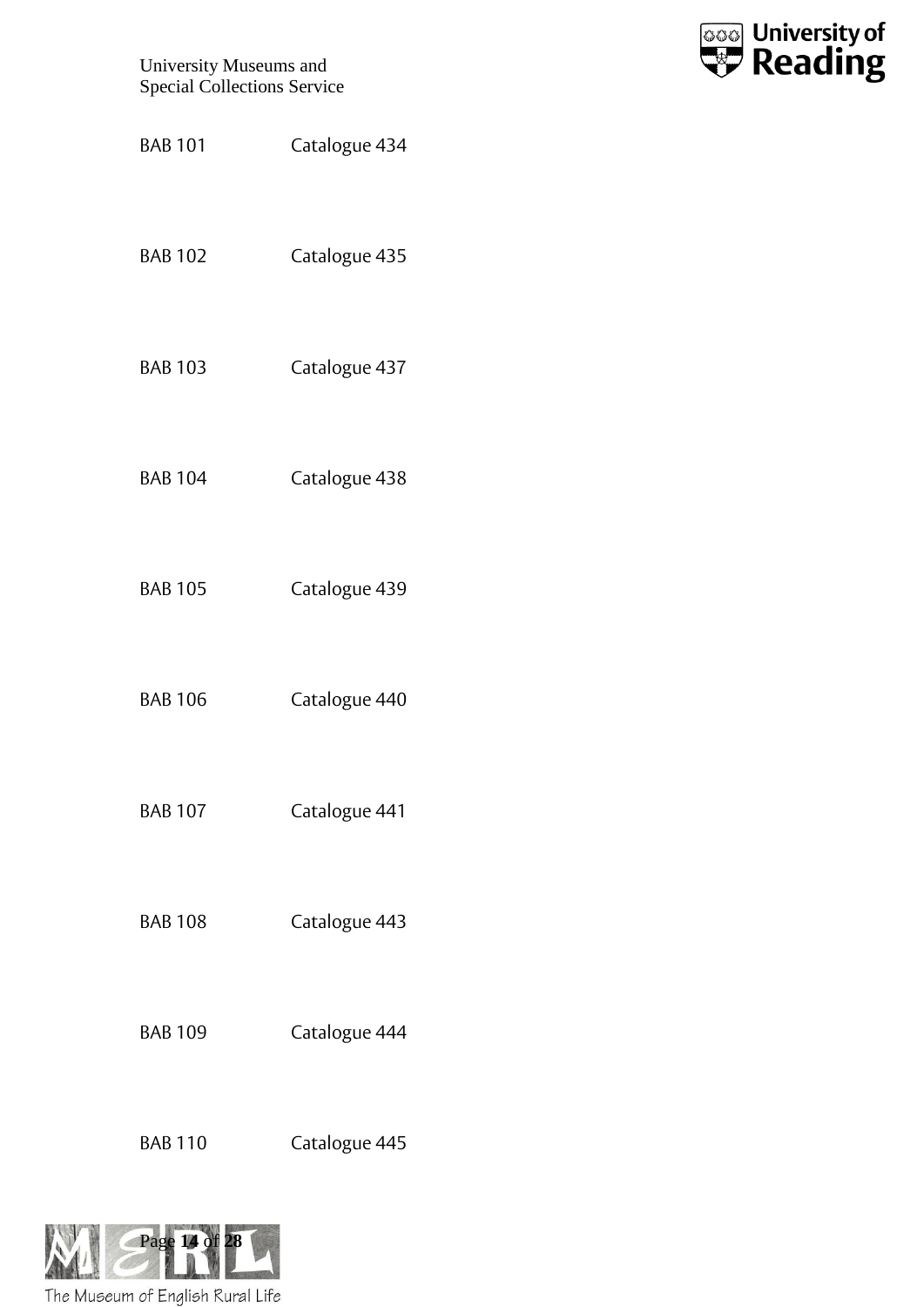BAB 101 Catalogue 434

BAB 102 Catalogue 435

BAB 103 Catalogue 437

BAB 104 Catalogue 438

BAB 105 Catalogue 439

BAB 106 Catalogue 440

BAB 107 Catalogue 441

BAB 108 Catalogue 443

BAB 109 Catalogue 444

BAB 110 Catalogue 445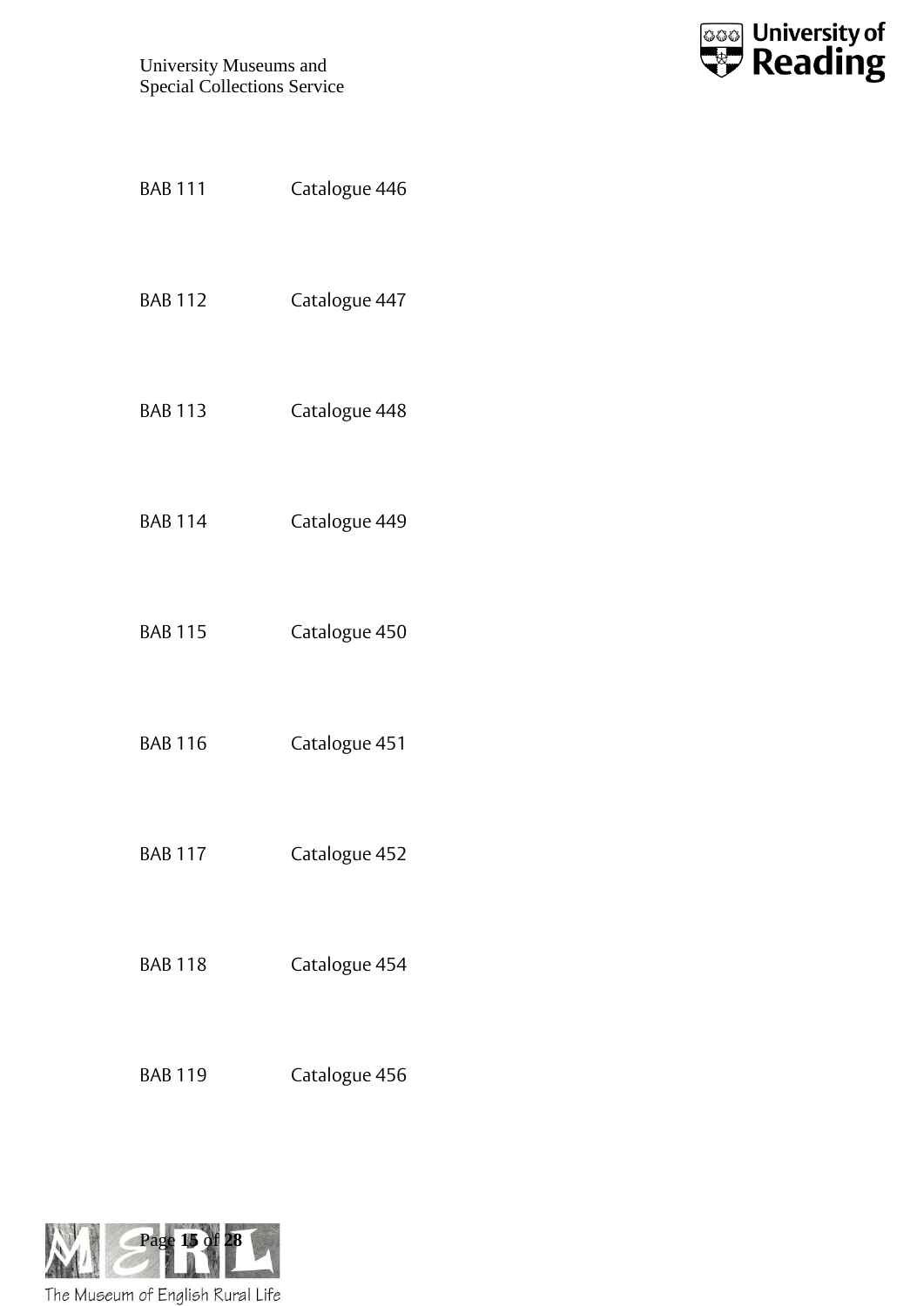| | |
|---|---|
| BAB 111 | Catalogue 446 |
| BAB 112 | Catalogue 447 |
| BAB 113 | Catalogue 448 |
| BAB 114 | Catalogue 449 |
| BAB 115 | Catalogue 450 |
| BAB 116 | Catalogue 451 |
| BAB 117 | Catalogue 452 |
| BAB 118 | Catalogue 454 |
| BAB 119 | Catalogue 456 |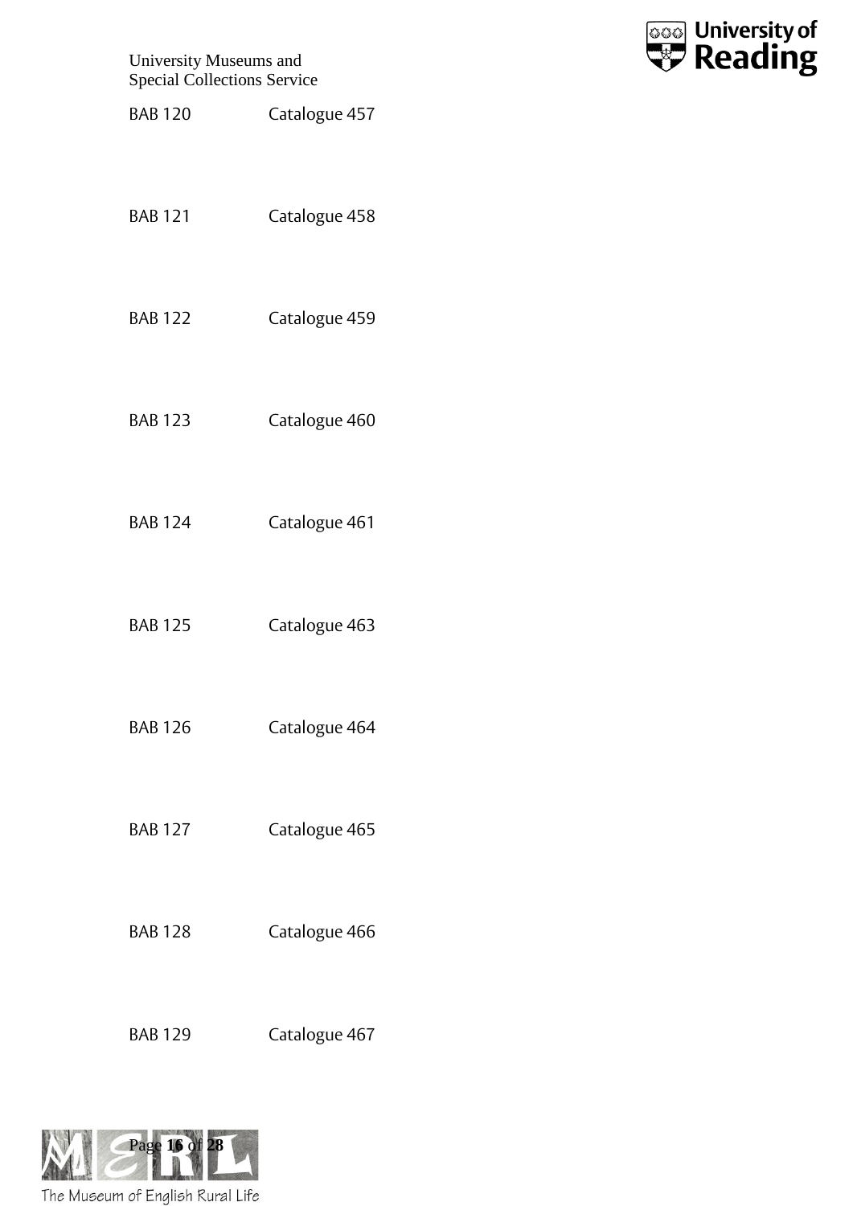| | |
|---|---|
| BAB 120 | Catalogue 457 |
| BAB 121 | Catalogue 458 |
| BAB 122 | Catalogue 459 |
| BAB 123 | Catalogue 460 |
| BAB 124 | Catalogue 461 |
| BAB 125 | Catalogue 463 |
| BAB 126 | Catalogue 464 |
| BAB 127 | Catalogue 465 |
| BAB 128 | Catalogue 466 |
| BAB 129 | Catalogue 467 |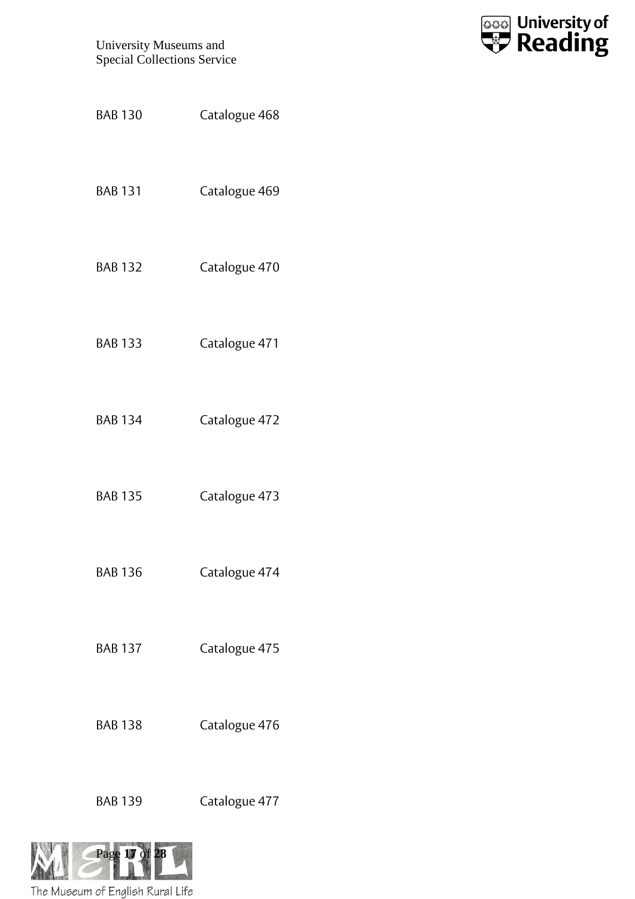BAB 130 Catalogue 468

BAB 131 Catalogue 469

BAB 132 Catalogue 470

BAB 133 Catalogue 471

BAB 134 Catalogue 472

BAB 135 Catalogue 473

BAB 136 Catalogue 474

BAB 137 Catalogue 475

BAB 138 Catalogue 476

BAB 139 Catalogue 477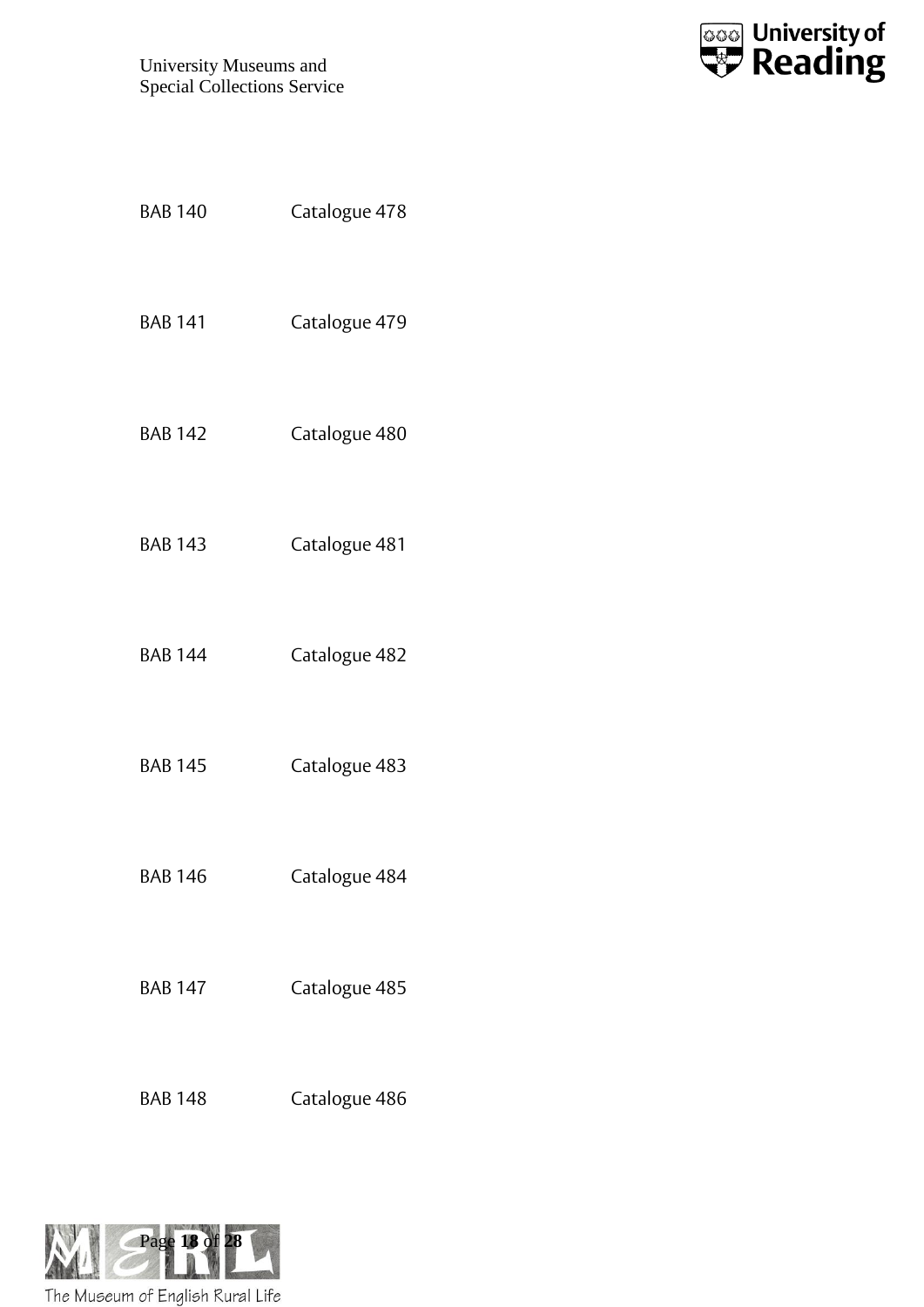BAB 140 Catalogue 478

BAB 141 Catalogue 479

BAB 142 Catalogue 480

BAB 143 Catalogue 481

BAB 144 Catalogue 482

BAB 145 Catalogue 483

BAB 146 Catalogue 484

BAB 147 Catalogue 485

BAB 148 Catalogue 486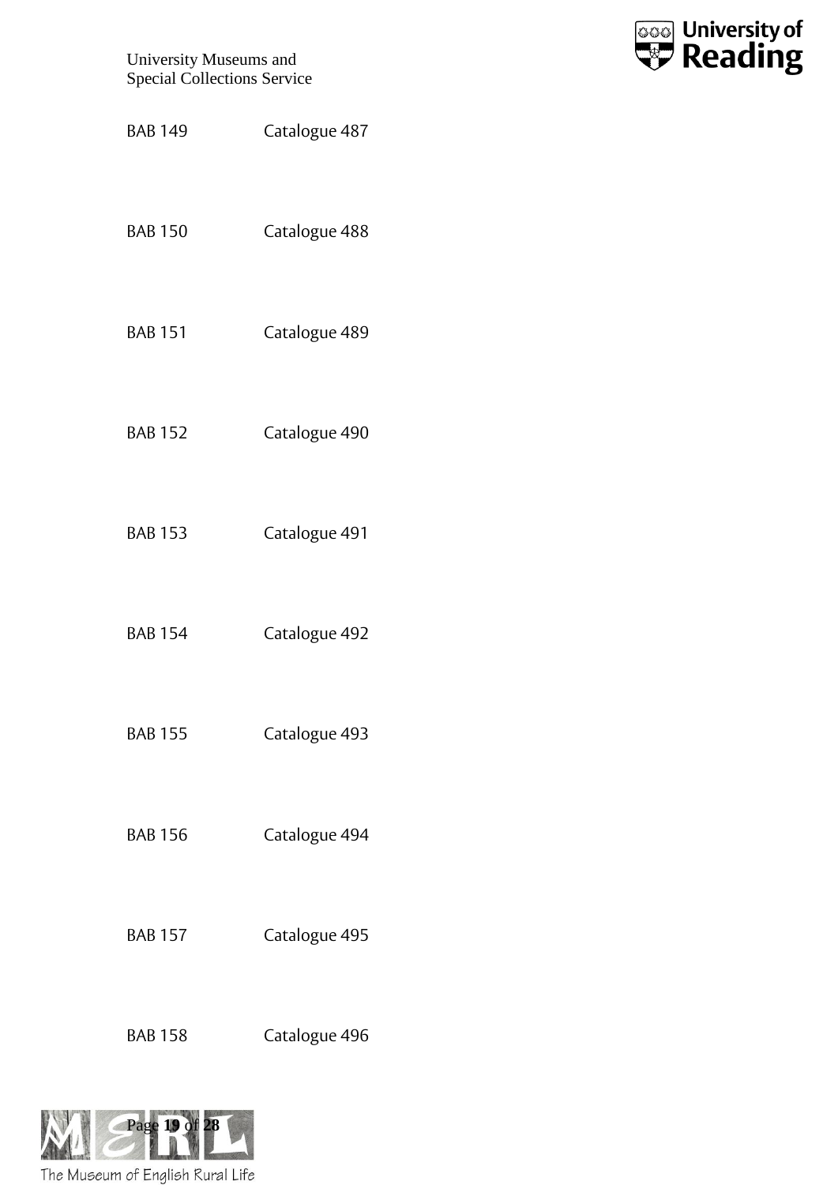BAB 149 Catalogue 487

BAB 150 Catalogue 488

BAB 151 Catalogue 489

BAB 152 Catalogue 490

BAB 153 Catalogue 491

BAB 154 Catalogue 492

BAB 155 Catalogue 493

BAB 156 Catalogue 494

BAB 157 Catalogue 495

BAB 158 Catalogue 496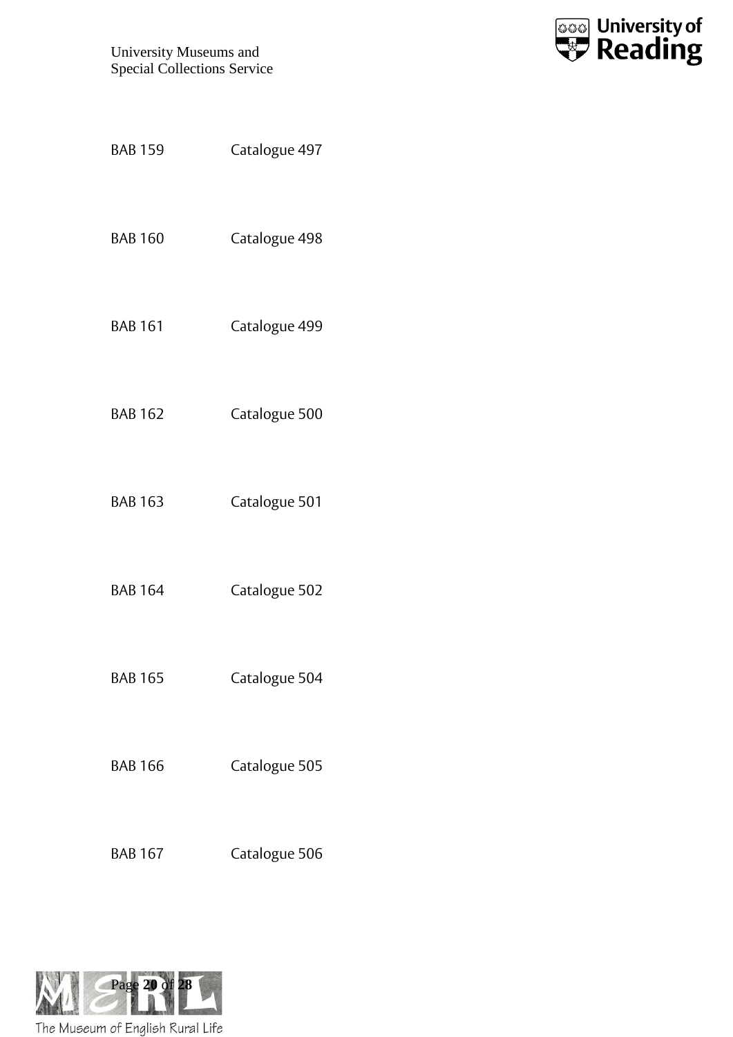BAB 159	Catalogue 497

BAB 160	Catalogue 498

BAB 161	Catalogue 499

BAB 162	Catalogue 500

BAB 163	Catalogue 501

BAB 164	Catalogue 502

BAB 165	Catalogue 504

BAB 166	Catalogue 505

BAB 167	Catalogue 506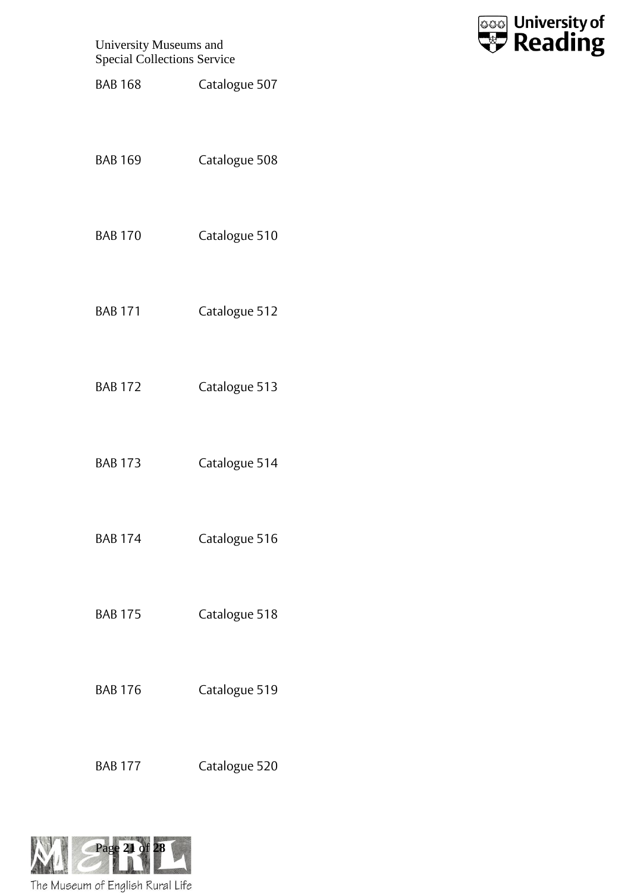BAB 168 Catalogue 507

BAB 169 Catalogue 508

BAB 170 Catalogue 510

BAB 171 Catalogue 512

BAB 172 Catalogue 513

BAB 173 Catalogue 514

BAB 174 Catalogue 516

BAB 175 Catalogue 518

BAB 176 Catalogue 519

BAB 177 Catalogue 520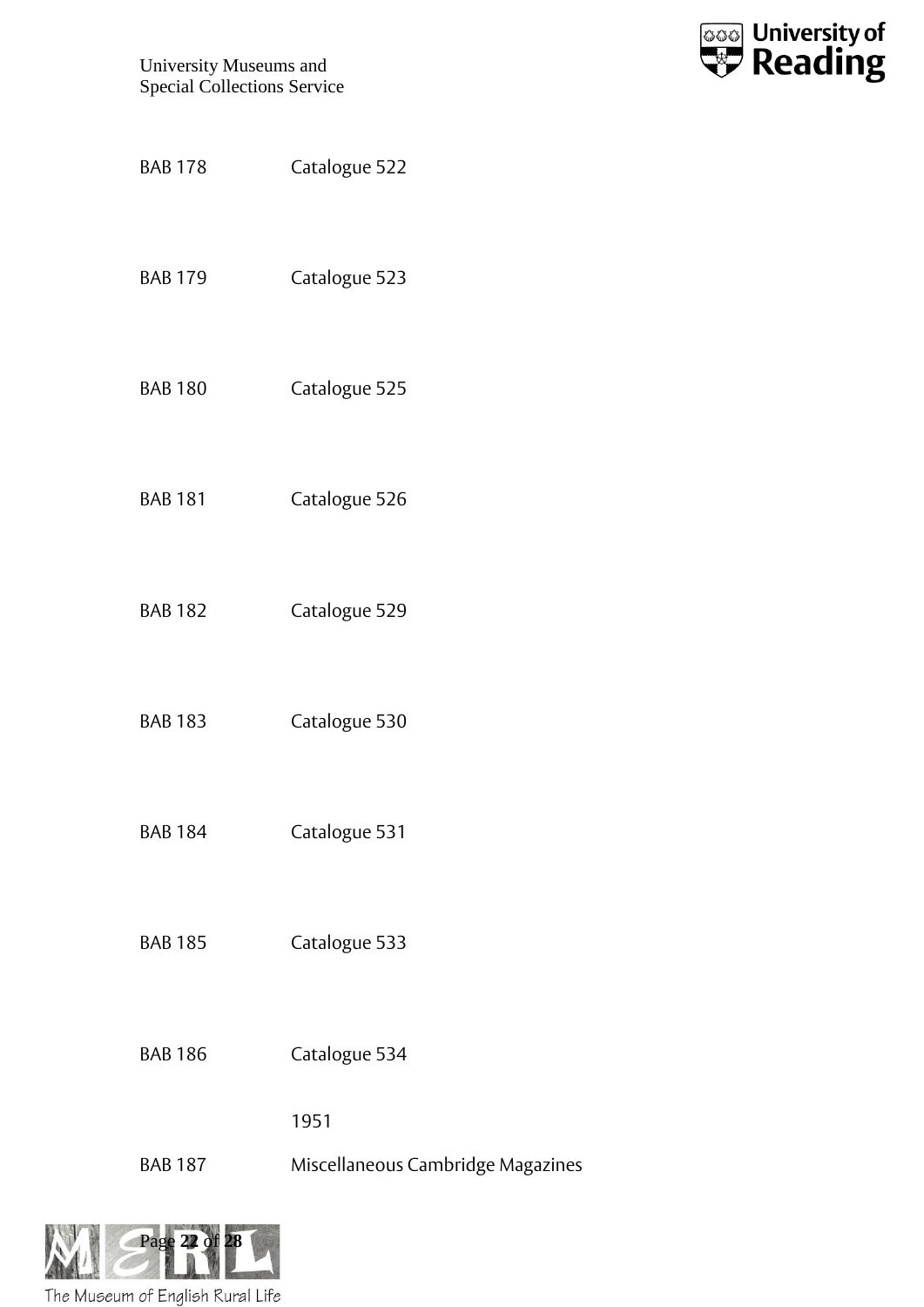BAB 178	Catalogue 522

BAB 179	Catalogue 523

BAB 180	Catalogue 525

BAB 181	Catalogue 526

BAB 182	Catalogue 529

BAB 183	Catalogue 530

BAB 184	Catalogue 531

BAB 185	Catalogue 533

BAB 186	Catalogue 534

1951

BAB 187	Miscellaneous Cambridge Magazines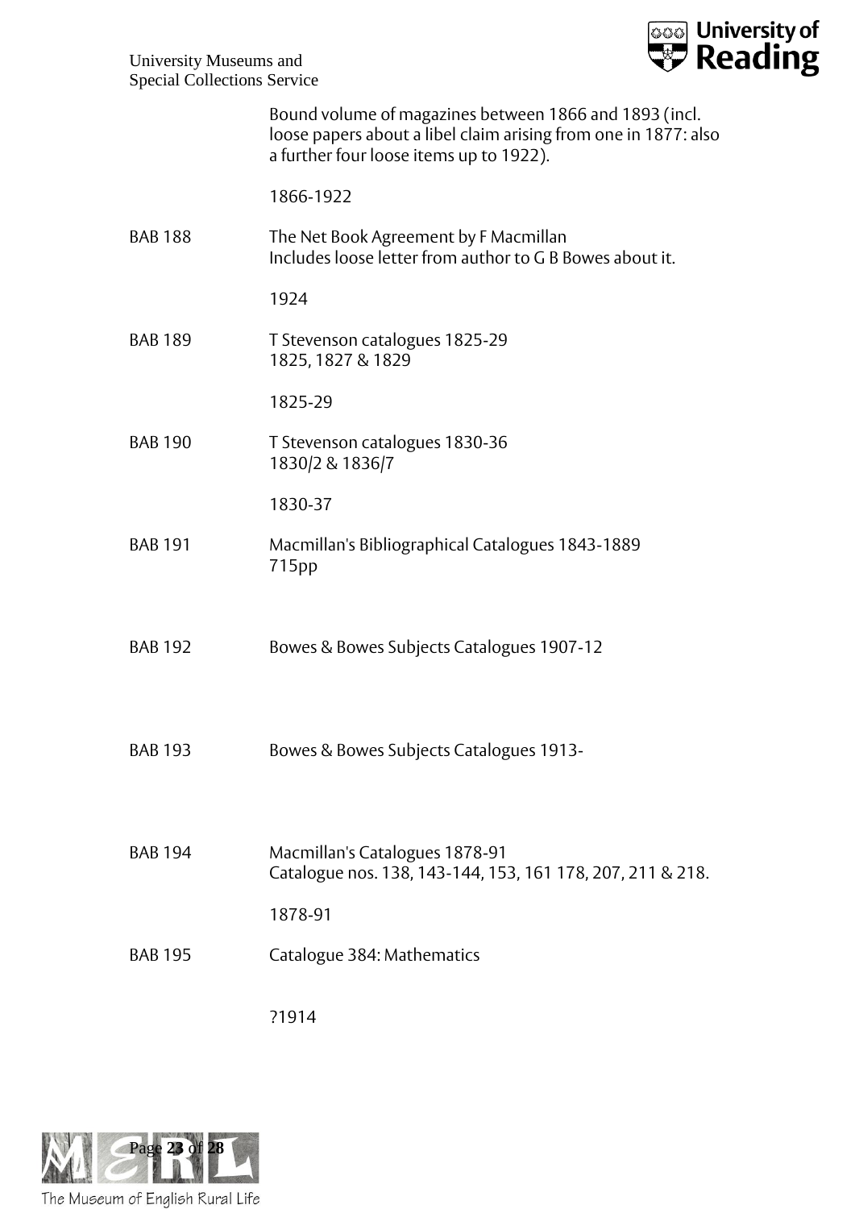Bound volume of magazines between 1866 and 1893 (incl. loose papers about a libel claim arising from one in 1877: also a further four loose items up to 1922).

1866-1922

BAB 188 The Net Book Agreement by F Macmillan
Includes loose letter from author to G B Bowes about it.

1924

BAB 189 T Stevenson catalogues 1825-29
1825, 1827 & 1829

1825-29

BAB 190 T Stevenson catalogues 1830-36
1830/2 & 1836/7

1830-37

BAB 191 Macmillan's Bibliographical Catalogues 1843-1889
715pp

BAB 192 Bowes & Bowes Subjects Catalogues 1907-12

BAB 193 Bowes & Bowes Subjects Catalogues 1913-

BAB 194 Macmillan's Catalogues 1878-91
Catalogue nos. 138, 143-144, 153, 161 178, 207, 211 & 218.

1878-91

BAB 195 Catalogue 384: Mathematics

?1914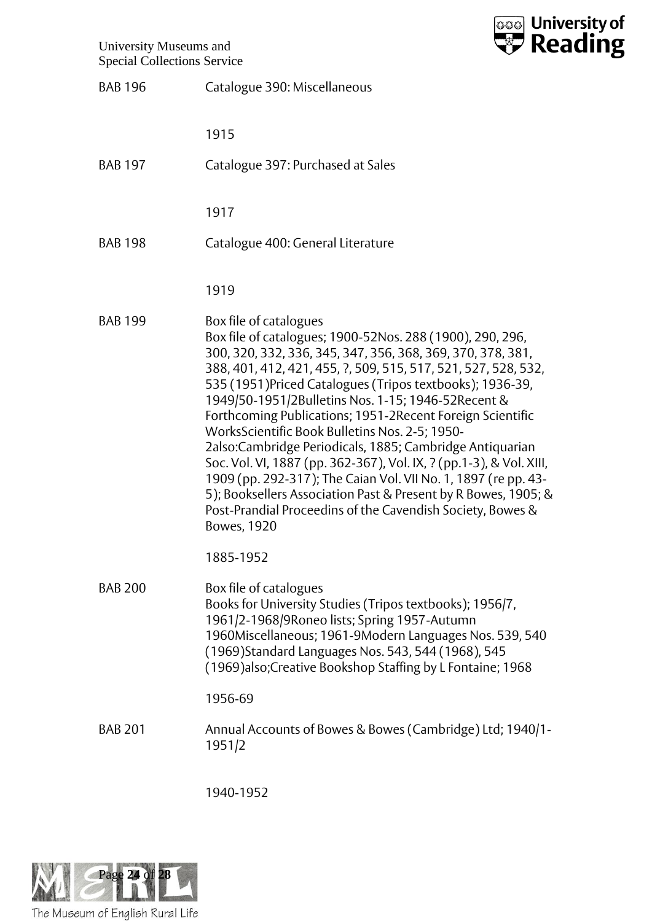| | |
|---|---|
| BAB 196 | Catalogue 390: Miscellaneous<br><br>1915 |
| BAB 197 | Catalogue 397: Purchased at Sales<br><br>1917 |
| BAB 198 | Catalogue 400: General Literature<br><br>1919 |
| BAB 199 | Box file of catalogues<br>Box file of catalogues; 1900-52Nos. 288 (1900), 290, 296, 300, 320, 332, 336, 345, 347, 356, 368, 369, 370, 378, 381, 388, 401, 412, 421, 455, ?, 509, 515, 517, 521, 527, 528, 532, 535 (1951)Priced Catalogues (Tripos textbooks); 1936-39, 1949/50-1951/2Bulletins Nos. 1-15; 1946-52Recent & Forthcoming Publications; 1951-2Recent Foreign Scientific WorksScientific Book Bulletins Nos. 2-5; 1950-2also:Cambridge Periodicals, 1885; Cambridge Antiquarian Soc. Vol. VI, 1887 (pp. 362-367), Vol. IX, ? (pp.1-3), & Vol. XIII, 1909 (pp. 292-317); The Caian Vol. VII No. 1, 1897 (re pp. 43-5); Booksellers Association Past & Present by R Bowes, 1905; & Post-Prandial Proceedins of the Cavendish Society, Bowes & Bowes, 1920<br><br>1885-1952 |
| BAB 200 | Box file of catalogues<br>Books for University Studies (Tripos textbooks); 1956/7, 1961/2-1968/9Roneo lists; Spring 1957-Autumn 1960Miscellaneous; 1961-9Modern Languages Nos. 539, 540 (1969)Standard Languages Nos. 543, 544 (1968), 545 (1969)also;Creative Bookshop Staffing by L Fontaine; 1968<br><br>1956-69 |
| BAB 201 | Annual Accounts of Bowes & Bowes (Cambridge) Ltd; 1940/1-1951/2<br><br>1940-1952 |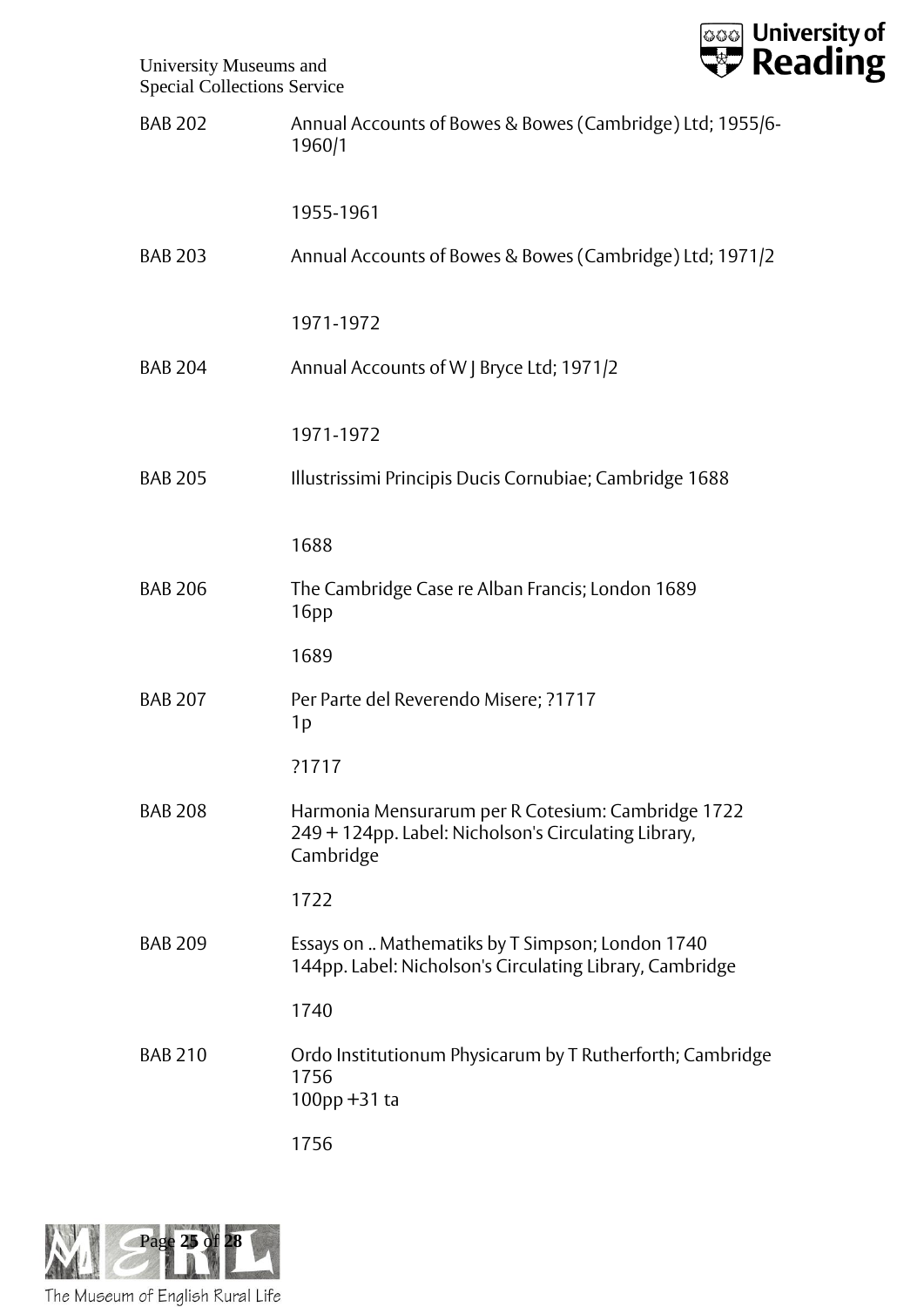BAB 202 Annual Accounts of Bowes & Bowes (Cambridge) Ltd; 1955/6-1960/1

1955-1961

BAB 203 Annual Accounts of Bowes & Bowes (Cambridge) Ltd; 1971/2

1971-1972

BAB 204 Annual Accounts of W J Bryce Ltd; 1971/2

1971-1972

BAB 205 Illustrissimi Principis Ducis Cornubiae; Cambridge 1688

1688

BAB 206 The Cambridge Case re Alban Francis; London 1689
16pp

1689

BAB 207 Per Parte del Reverendo Misere; ?1717
1p

?1717

BAB 208 Harmonia Mensurarum per R Cotesium: Cambridge 1722
249 + 124pp. Label: Nicholson's Circulating Library, Cambridge

1722

BAB 209 Essays on .. Mathematiks by T Simpson; London 1740
144pp. Label: Nicholson's Circulating Library, Cambridge

1740

BAB 210 Ordo Institutionum Physicarum by T Rutherforth; Cambridge 1756
100pp +31 ta

1756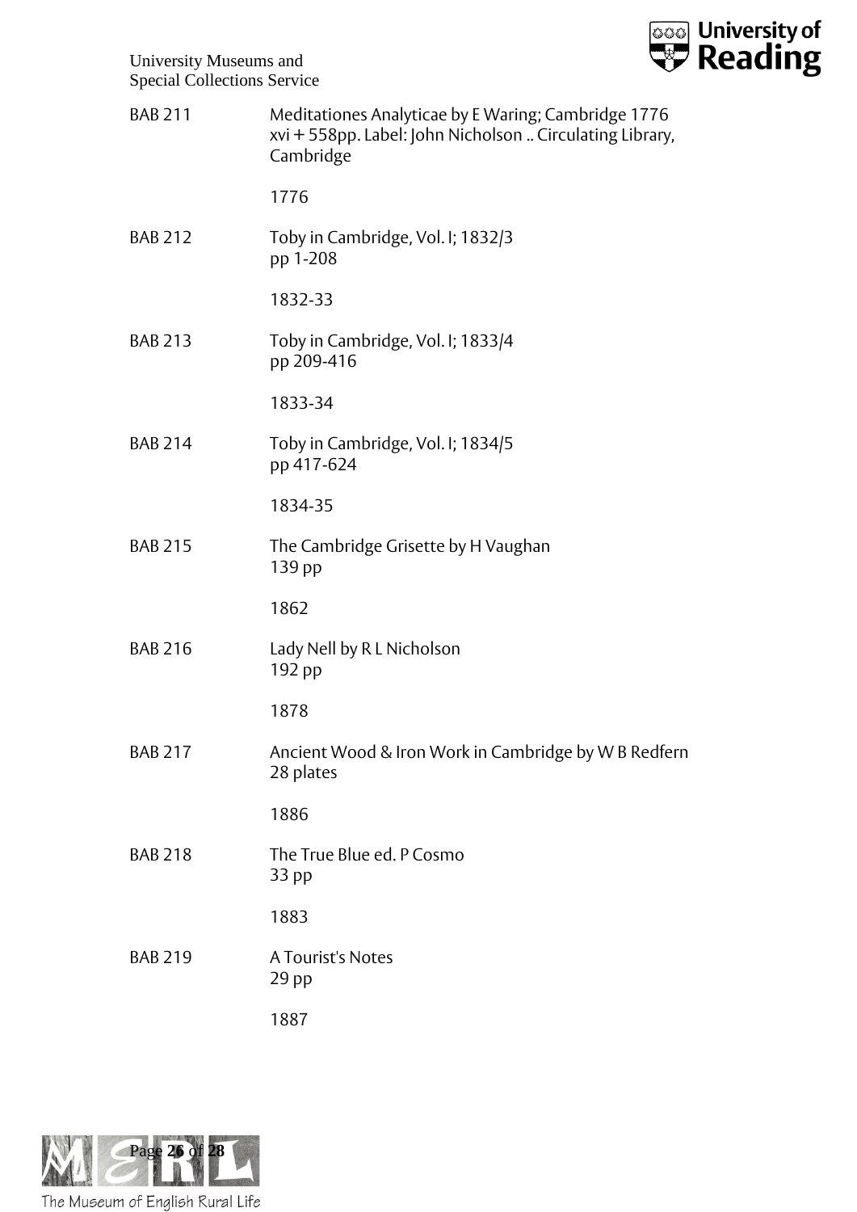BAB 211 Meditationes Analyticae by E Waring; Cambridge 1776 xvi + 558pp. Label: John Nicholson .. Circulating Library, Cambridge

1776

BAB 212 Toby in Cambridge, Vol. I; 1832/3 pp 1-208

1832-33

BAB 213 Toby in Cambridge, Vol. I; 1833/4 pp 209-416

1833-34

BAB 214 Toby in Cambridge, Vol. I; 1834/5 pp 417-624

1834-35

BAB 215 The Cambridge Grisette by H Vaughan 139 pp

1862

BAB 216 Lady Nell by R L Nicholson 192 pp

1878

BAB 217 Ancient Wood & Iron Work in Cambridge by W B Redfern 28 plates

1886

BAB 218 The True Blue ed. P Cosmo 33 pp

1883

BAB 219 A Tourist's Notes 29 pp

1887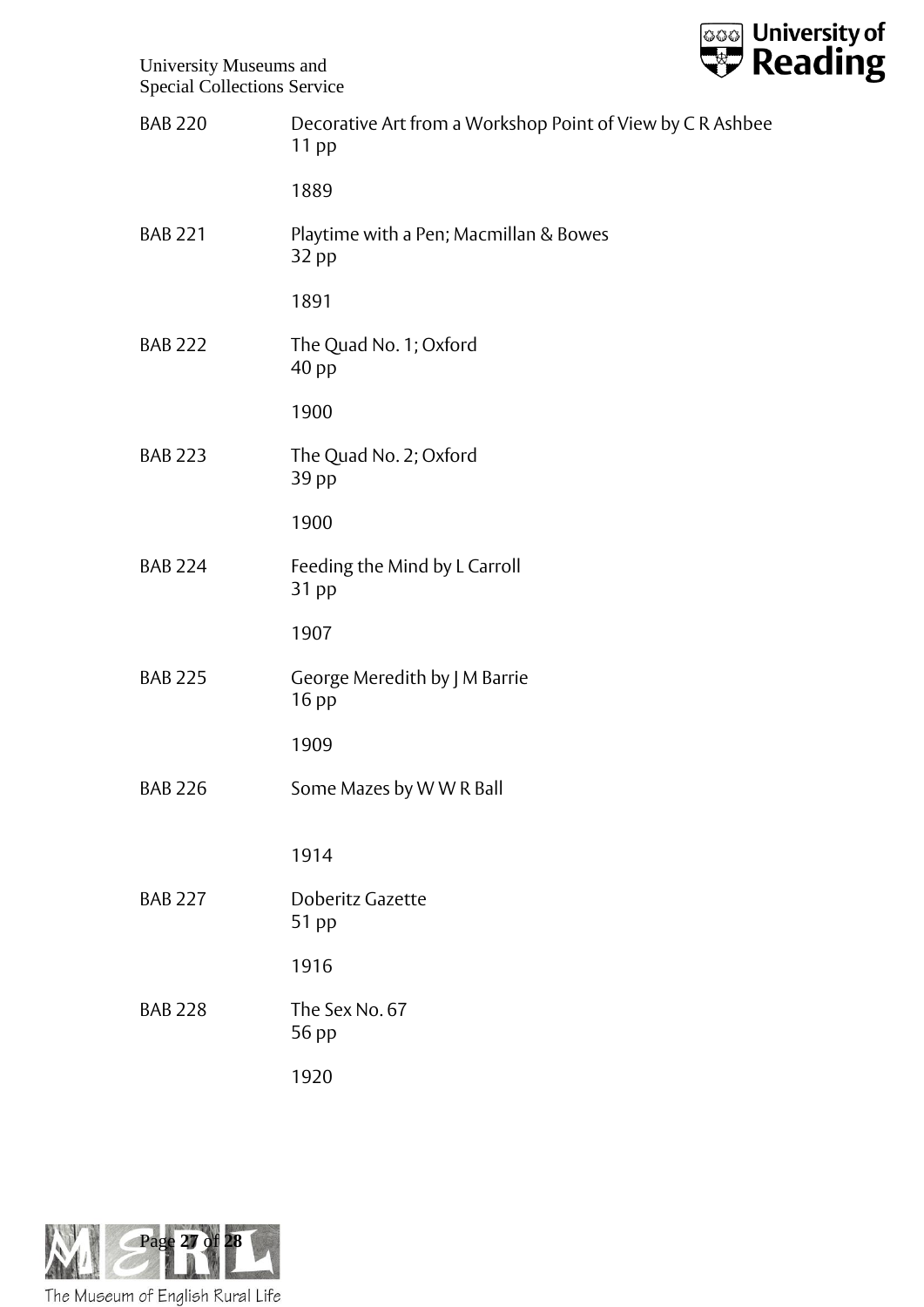| | |
|---|---|
| BAB 220 | Decorative Art from a Workshop Point of View by C R Ashbee<br>11 pp<br><br>1889 |
| BAB 221 | Playtime with a Pen; Macmillan & Bowes<br>32 pp<br><br>1891 |
| BAB 222 | The Quad No. 1; Oxford<br>40 pp<br><br>1900 |
| BAB 223 | The Quad No. 2; Oxford<br>39 pp<br><br>1900 |
| BAB 224 | Feeding the Mind by L Carroll<br>31 pp<br><br>1907 |
| BAB 225 | George Meredith by J M Barrie<br>16 pp<br><br>1909 |
| BAB 226 | Some Mazes by W W R Ball<br><br>1914 |
| BAB 227 | Doberitz Gazette<br>51 pp<br><br>1916 |
| BAB 228 | The Sex No. 67<br>56 pp<br><br>1920 |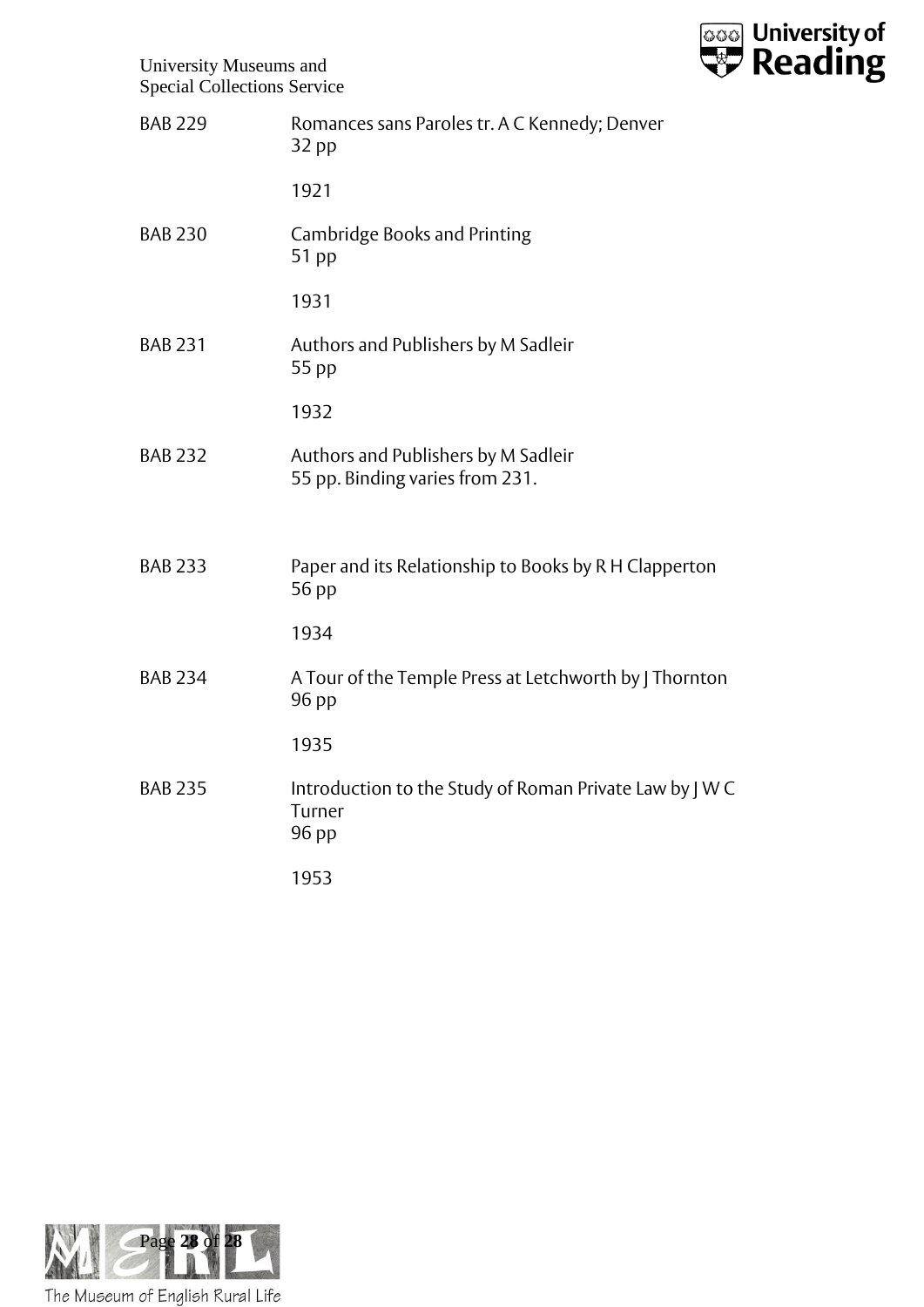| | |
|---|---|
| BAB 229 | Romances sans Paroles tr. A C Kennedy; Denver<br>32 pp<br><br>1921 |
| BAB 230 | Cambridge Books and Printing<br>51 pp<br><br>1931 |
| BAB 231 | Authors and Publishers by M Sadleir<br>55 pp<br><br>1932 |
| BAB 232 | Authors and Publishers by M Sadleir<br>55 pp. Binding varies from 231. |
| BAB 233 | Paper and its Relationship to Books by R H Clapperton<br>56 pp<br><br>1934 |
| BAB 234 | A Tour of the Temple Press at Letchworth by J Thornton<br>96 pp<br><br>1935 |
| BAB 235 | Introduction to the Study of Roman Private Law by J W C Turner<br>96 pp<br><br>1953 |